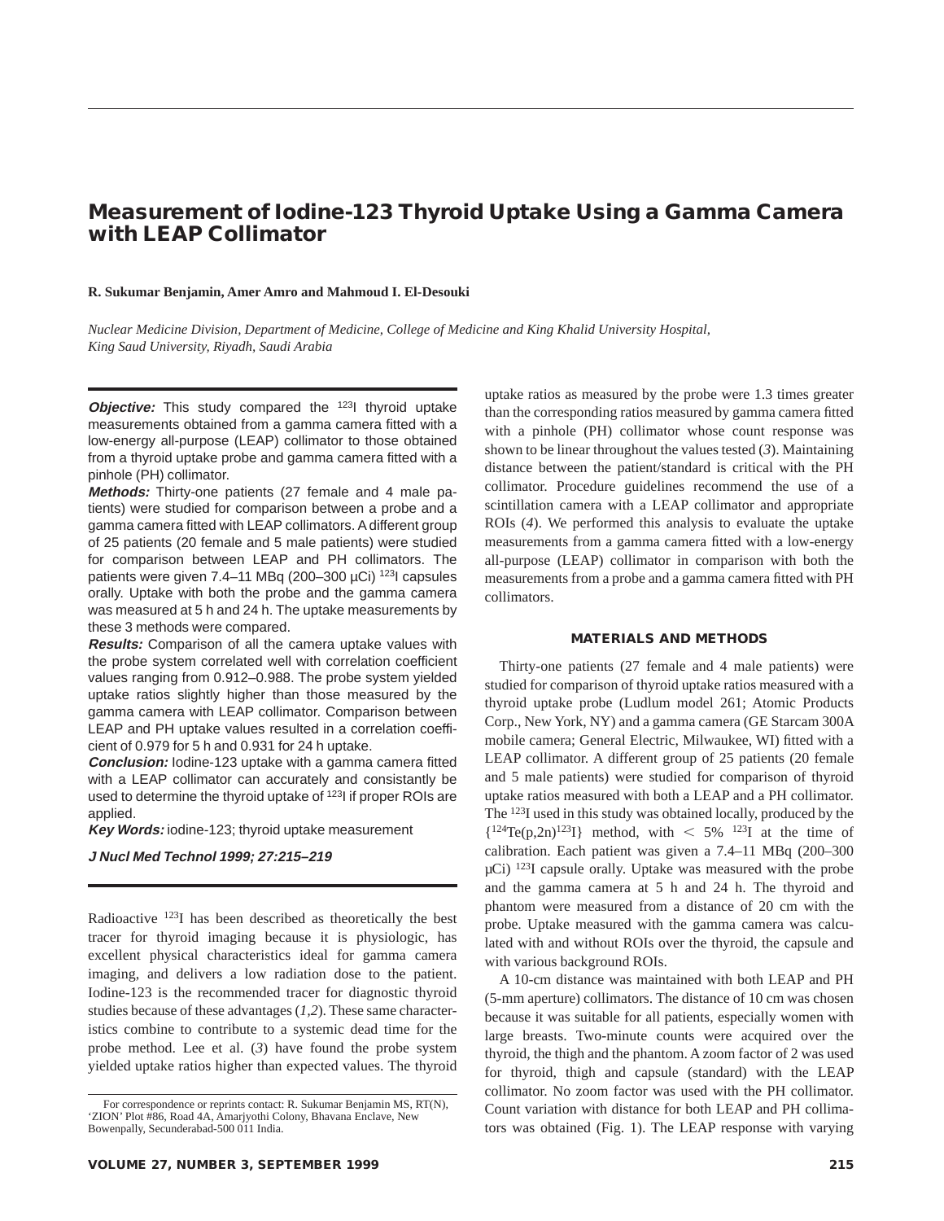# Measurement of Iodine-123 Thyroid Uptake Using a Gamma Camera with LEAP Collimator

**R. Sukumar Benjamin, Amer Amro and Mahmoud I. El-Desouki**

*Nuclear Medicine Division, Department of Medicine, College of Medicine and King Khalid University Hospital, King Saud University, Riyadh, Saudi Arabia*

***Objective:*** This study compared the $^{123}$I thyroid uptake measurements obtained from a gamma camera fitted with a low-energy all-purpose (LEAP) collimator to those obtained from a thyroid uptake probe and gamma camera fitted with a pinhole (PH) collimator.

***Methods:*** Thirty-one patients (27 female and 4 male patients) were studied for comparison between a probe and a gamma camera fitted with LEAP collimators. A different group of 25 patients (20 female and 5 male patients) were studied for comparison between LEAP and PH collimators. The patients were given 7.4–11 MBq (200–300 µCi) $^{123}$I capsules orally. Uptake with both the probe and the gamma camera was measured at 5 h and 24 h. The uptake measurements by these 3 methods were compared.

***Results:*** Comparison of all the camera uptake values with the probe system correlated well with correlation coefficient values ranging from 0.912–0.988. The probe system yielded uptake ratios slightly higher than those measured by the gamma camera with LEAP collimator. Comparison between LEAP and PH uptake values resulted in a correlation coefficient of 0.979 for 5 h and 0.931 for 24 h uptake.

***Conclusion:*** Iodine-123 uptake with a gamma camera fitted with a LEAP collimator can accurately and consistantly be used to determine the thyroid uptake of $^{123}$I if proper ROIs are applied.

***Key Words:*** iodine-123; thyroid uptake measurement

***J Nucl Med Technol 1999; 27:215–219***

Radioactive $^{123}$I has been described as theoretically the best tracer for thyroid imaging because it is physiologic, has excellent physical characteristics ideal for gamma camera imaging, and delivers a low radiation dose to the patient. Iodine-123 is the recommended tracer for diagnostic thyroid studies because of these advantages (*1,2*). These same characteristics combine to contribute to a systemic dead time for the probe method. Lee et al. (*3*) have found the probe system yielded uptake ratios higher than expected values. The thyroid uptake ratios as measured by the probe were 1.3 times greater than the corresponding ratios measured by gamma camera fitted with a pinhole (PH) collimator whose count response was shown to be linear throughout the values tested (*3*). Maintaining distance between the patient/standard is critical with the PH collimator. Procedure guidelines recommend the use of a scintillation camera with a LEAP collimator and appropriate ROIs (*4*). We performed this analysis to evaluate the uptake measurements from a gamma camera fitted with a low-energy all-purpose (LEAP) collimator in comparison with both the measurements from a probe and a gamma camera fitted with PH collimators.

For correspondence or reprints contact: R. Sukumar Benjamin MS, RT(N), 'ZION' Plot #86, Road 4A, Amarjyothi Colony, Bhavana Enclave, New Bowenpally, Secunderabad-500 011 India.

## MATERIALS AND METHODS

Thirty-one patients (27 female and 4 male patients) were studied for comparison of thyroid uptake ratios measured with a thyroid uptake probe (Ludlum model 261; Atomic Products Corp., New York, NY) and a gamma camera (GE Starcam 300A mobile camera; General Electric, Milwaukee, WI) fitted with a LEAP collimator. A different group of 25 patients (20 female and 5 male patients) were studied for comparison of thyroid uptake ratios measured with both a LEAP and a PH collimator. The $^{123}$I used in this study was obtained locally, produced by the $\{^{124}\text{Te}(p,2n)^{123}\text{I}\}$ method, with $<$ 5% $^{123}$I at the time of calibration. Each patient was given a 7.4–11 MBq (200–300 µCi) $^{123}$I capsule orally. Uptake was measured with the probe and the gamma camera at 5 h and 24 h. The thyroid and phantom were measured from a distance of 20 cm with the probe. Uptake measured with the gamma camera was calculated with and without ROIs over the thyroid, the capsule and with various background ROIs.

A 10-cm distance was maintained with both LEAP and PH (5-mm aperture) collimators. The distance of 10 cm was chosen because it was suitable for all patients, especially women with large breasts. Two-minute counts were acquired over the thyroid, the thigh and the phantom. A zoom factor of 2 was used for thyroid, thigh and capsule (standard) with the LEAP collimator. No zoom factor was used with the PH collimator. Count variation with distance for both LEAP and PH collimators was obtained (Fig. 1). The LEAP response with varying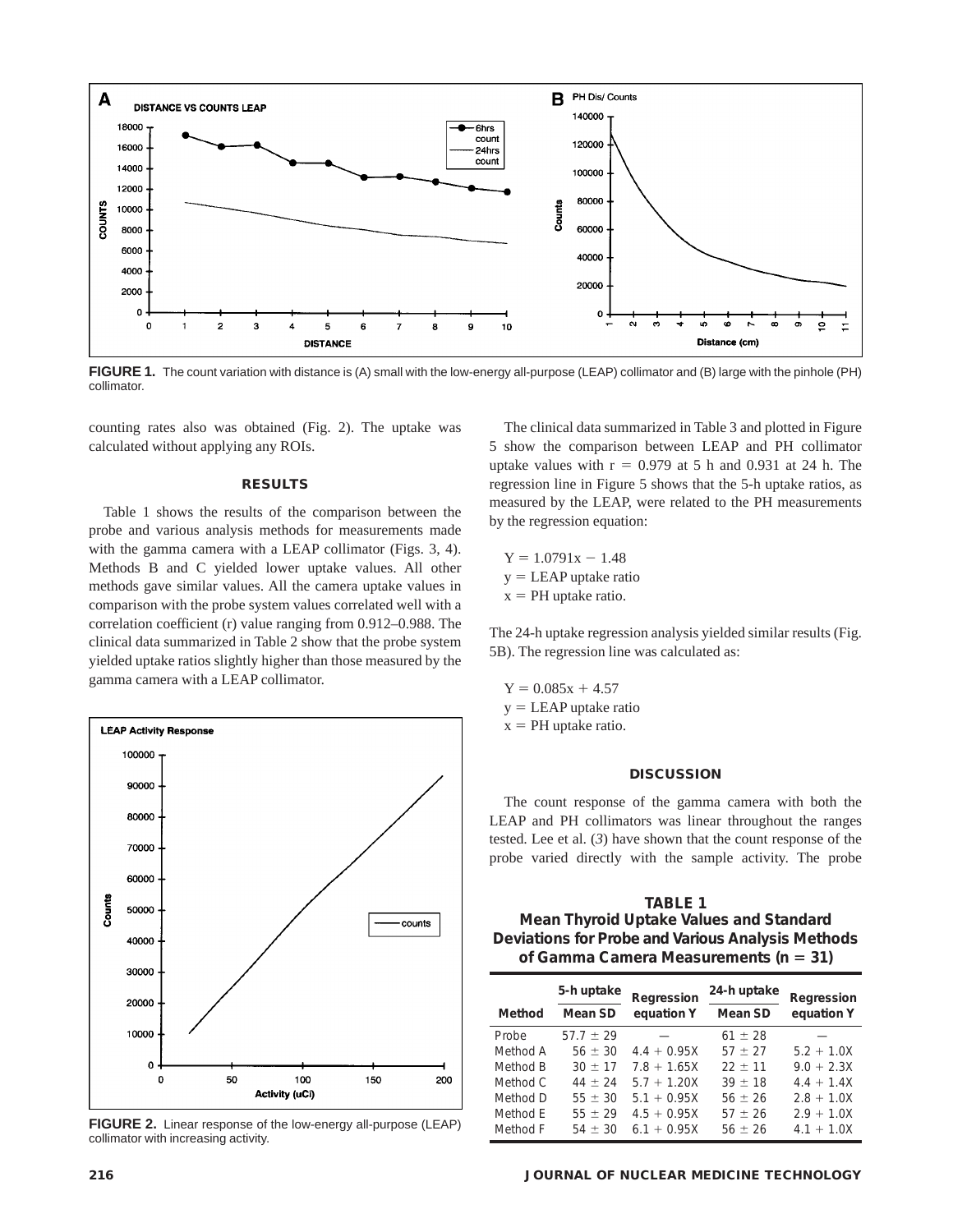**FIGURE 1.** The count variation with distance is (A) small with the low-energy all-purpose (LEAP) collimator and (B) large with the pinhole (PH) collimator.

counting rates also was obtained (Fig. 2). The uptake was calculated without applying any ROIs.

## RESULTS

Table 1 shows the results of the comparison between the probe and various analysis methods for measurements made with the gamma camera with a LEAP collimator (Figs. 3, 4). Methods B and C yielded lower uptake values. All other methods gave similar values. All the camera uptake values in comparison with the probe system values correlated well with a correlation coefficient (r) value ranging from 0.912–0.988. The clinical data summarized in Table 2 show that the probe system yielded uptake ratios slightly higher than those measured by the gamma camera with a LEAP collimator.

**FIGURE 2.** Linear response of the low-energy all-purpose (LEAP) collimator with increasing activity.

The clinical data summarized in Table 3 and plotted in Figure 5 show the comparison between LEAP and PH collimator uptake values with $r = 0.979$ at 5 h and 0.931 at 24 h. The regression line in Figure 5 shows that the 5-h uptake ratios, as measured by the LEAP, were related to the PH measurements by the regression equation:

$Y = 1.0791x - 1.48$
$y$ = LEAP uptake ratio
$x$ = PH uptake ratio.

The 24-h uptake regression analysis yielded similar results (Fig. 5B). The regression line was calculated as:

$Y = 0.085x + 4.57$
$y$ = LEAP uptake ratio
$x$ = PH uptake ratio.

## DISCUSSION

The count response of the gamma camera with both the LEAP and PH collimators was linear throughout the ranges tested. Lee et al. (*3*) have shown that the count response of the probe varied directly with the sample activity. The probe

**TABLE 1**
**Mean Thyroid Uptake Values and Standard Deviations for Probe and Various Analysis Methods of Gamma Camera Measurements ($n = 31$)**

| Method | 5-h uptake Mean SD | Regression equation Y | 24-h uptake Mean SD | Regression equation Y |
|---|---|---|---|---|
| Probe | 57.7 ± 29 | — | 61 ± 28 | — |
| Method A | 56 ± 30 | 4.4 + 0.95X | 57 ± 27 | 5.2 + 1.0X |
| Method B | 30 ± 17 | 7.8 + 1.65X | 22 ± 11 | 9.0 + 2.3X |
| Method C | 44 ± 24 | 5.7 + 1.20X | 39 ± 18 | 4.4 + 1.4X |
| Method D | 55 ± 30 | 5.1 + 0.95X | 56 ± 26 | 2.8 + 1.0X |
| Method E | 55 ± 29 | 4.5 + 0.95X | 57 ± 26 | 2.9 + 1.0X |
| Method F | 54 ± 30 | 6.1 + 0.95X | 56 ± 26 | 4.1 + 1.0X |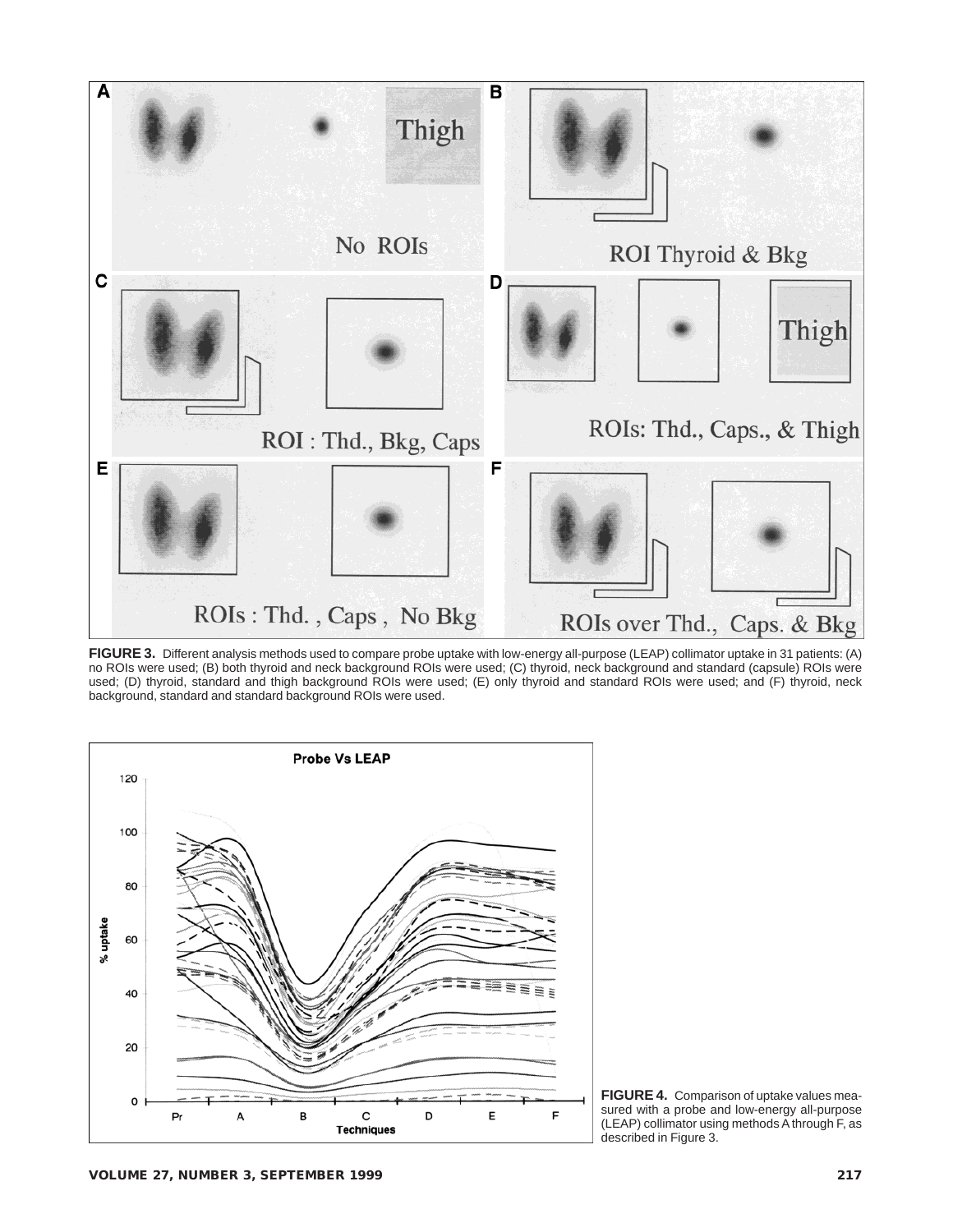**FIGURE 3.** Different analysis methods used to compare probe uptake with low-energy all-purpose (LEAP) collimator uptake in 31 patients: (A) no ROIs were used; (B) both thyroid and neck background ROIs were used; (C) thyroid, neck background and standard (capsule) ROIs were used; (D) thyroid, standard and thigh background ROIs were used; (E) only thyroid and standard ROIs were used; and (F) thyroid, neck background, standard and standard background ROIs were used.

**FIGURE 4.** Comparison of uptake values measured with a probe and low-energy all-purpose (LEAP) collimator using methods A through F, as described in Figure 3.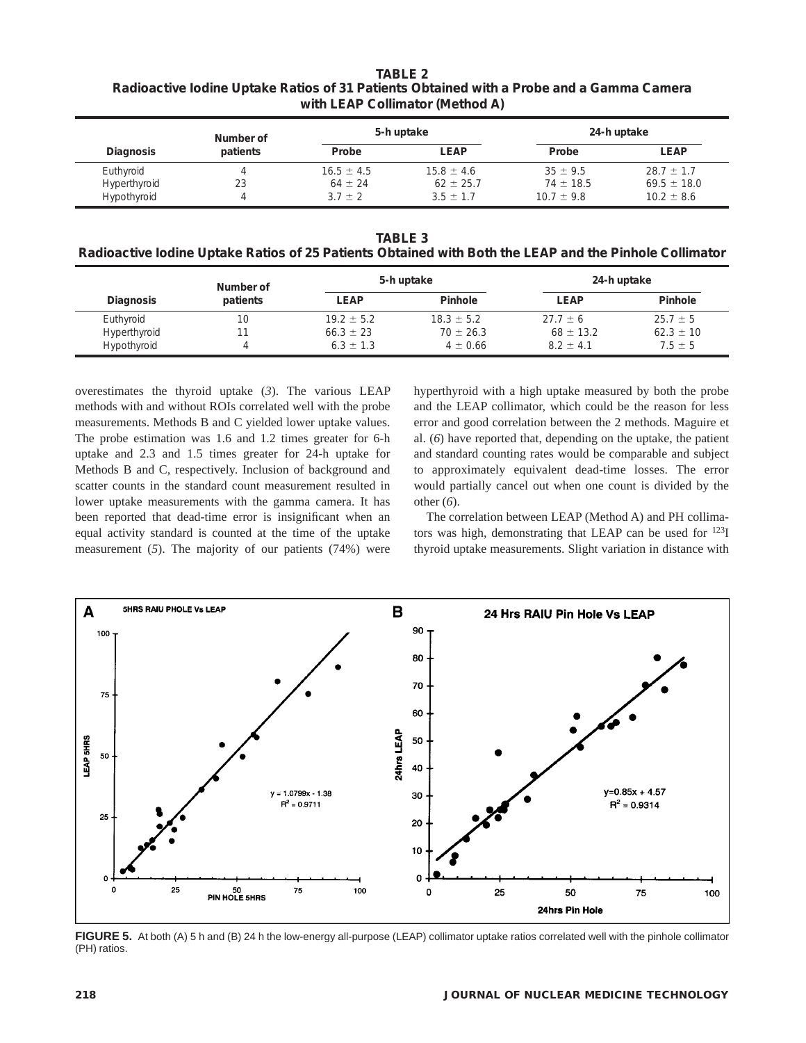**TABLE 2**
**Radioactive Iodine Uptake Ratios of 31 Patients Obtained with a Probe and a Gamma Camera with LEAP Collimator (Method A)**

| Diagnosis | Number of patients | 5-h uptake | | 24-h uptake | |
|---|---|---|---|---|---|
| | | Probe | LEAP | Probe | LEAP |
| Euthyroid | 4 | 16.5 ± 4.5 | 15.8 ± 4.6 | 35 ± 9.5 | 28.7 ± 1.7 |
| Hyperthyroid | 23 | 64 ± 24 | 62 ± 25.7 | 74 ± 18.5 | 69.5 ± 18.0 |
| Hypothyroid | 4 | 3.7 ± 2 | 3.5 ± 1.7 | 10.7 ± 9.8 | 10.2 ± 8.6 |

**TABLE 3**
**Radioactive Iodine Uptake Ratios of 25 Patients Obtained with Both the LEAP and the Pinhole Collimator**

| Diagnosis | Number of patients | 5-h uptake | | 24-h uptake | |
|---|---|---|---|---|---|
| | | LEAP | Pinhole | LEAP | Pinhole |
| Euthyroid | 10 | 19.2 ± 5.2 | 18.3 ± 5.2 | 27.7 ± 6 | 25.7 ± 5 |
| Hyperthyroid | 11 | 66.3 ± 23 | 70 ± 26.3 | 68 ± 13.2 | 62.3 ± 10 |
| Hypothyroid | 4 | 6.3 ± 1.3 | 4 ± 0.66 | 8.2 ± 4.1 | 7.5 ± 5 |

overestimates the thyroid uptake (*3*). The various LEAP methods with and without ROIs correlated well with the probe measurements. Methods B and C yielded lower uptake values. The probe estimation was 1.6 and 1.2 times greater for 6-h uptake and 2.3 and 1.5 times greater for 24-h uptake for Methods B and C, respectively. Inclusion of background and scatter counts in the standard count measurement resulted in lower uptake measurements with the gamma camera. It has been reported that dead-time error is insignificant when an equal activity standard is counted at the time of the uptake measurement (*5*). The majority of our patients (74%) were hyperthyroid with a high uptake measured by both the probe and the LEAP collimator, which could be the reason for less error and good correlation between the 2 methods. Maguire et al. (*6*) have reported that, depending on the uptake, the patient and standard counting rates would be comparable and subject to approximately equivalent dead-time losses. The error would partially cancel out when one count is divided by the other (*6*).

The correlation between LEAP (Method A) and PH collimators was high, demonstrating that LEAP can be used for $^{123}I$ thyroid uptake measurements. Slight variation in distance with

**FIGURE 5.** At both (A) 5 h and (B) 24 h the low-energy all-purpose (LEAP) collimator uptake ratios correlated well with the pinhole collimator (PH) ratios.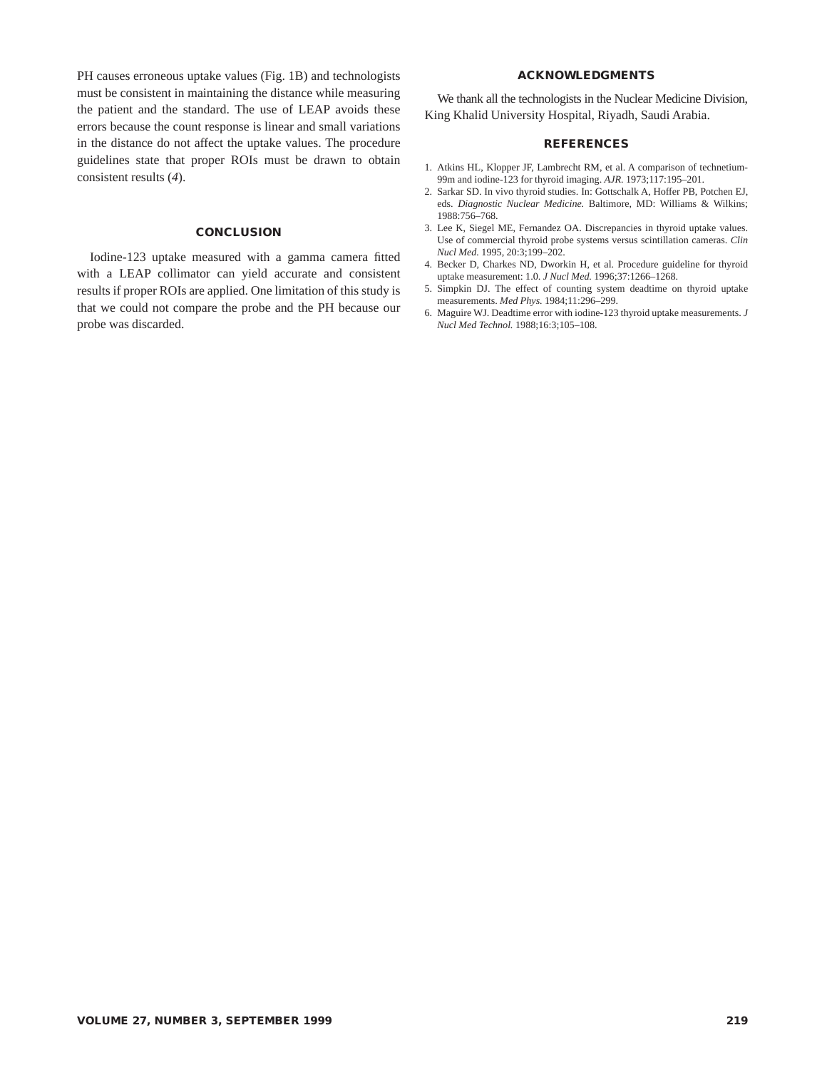PH causes erroneous uptake values (Fig. 1B) and technologists must be consistent in maintaining the distance while measuring the patient and the standard. The use of LEAP avoids these errors because the count response is linear and small variations in the distance do not affect the uptake values. The procedure guidelines state that proper ROIs must be drawn to obtain consistent results (*4*).

## CONCLUSION

Iodine-123 uptake measured with a gamma camera fitted with a LEAP collimator can yield accurate and consistent results if proper ROIs are applied. One limitation of this study is that we could not compare the probe and the PH because our probe was discarded.

## ACKNOWLEDGMENTS

We thank all the technologists in the Nuclear Medicine Division, King Khalid University Hospital, Riyadh, Saudi Arabia.

## REFERENCES

1. Atkins HL, Klopper JF, Lambrecht RM, et al. A comparison of technetium-99m and iodine-123 for thyroid imaging. *AJR.* 1973;117:195–201.
2. Sarkar SD. In vivo thyroid studies. In: Gottschalk A, Hoffer PB, Potchen EJ, eds. *Diagnostic Nuclear Medicine.* Baltimore, MD: Williams & Wilkins; 1988:756–768.
3. Lee K, Siegel ME, Fernandez OA. Discrepancies in thyroid uptake values. Use of commercial thyroid probe systems versus scintillation cameras. *Clin Nucl Med.* 1995, 20:3;199–202.
4. Becker D, Charkes ND, Dworkin H, et al. Procedure guideline for thyroid uptake measurement: 1.0. *J Nucl Med.* 1996;37:1266–1268.
5. Simpkin DJ. The effect of counting system deadtime on thyroid uptake measurements. *Med Phys.* 1984;11:296–299.
6. Maguire WJ. Deadtime error with iodine-123 thyroid uptake measurements. *J Nucl Med Technol.* 1988;16:3;105–108.